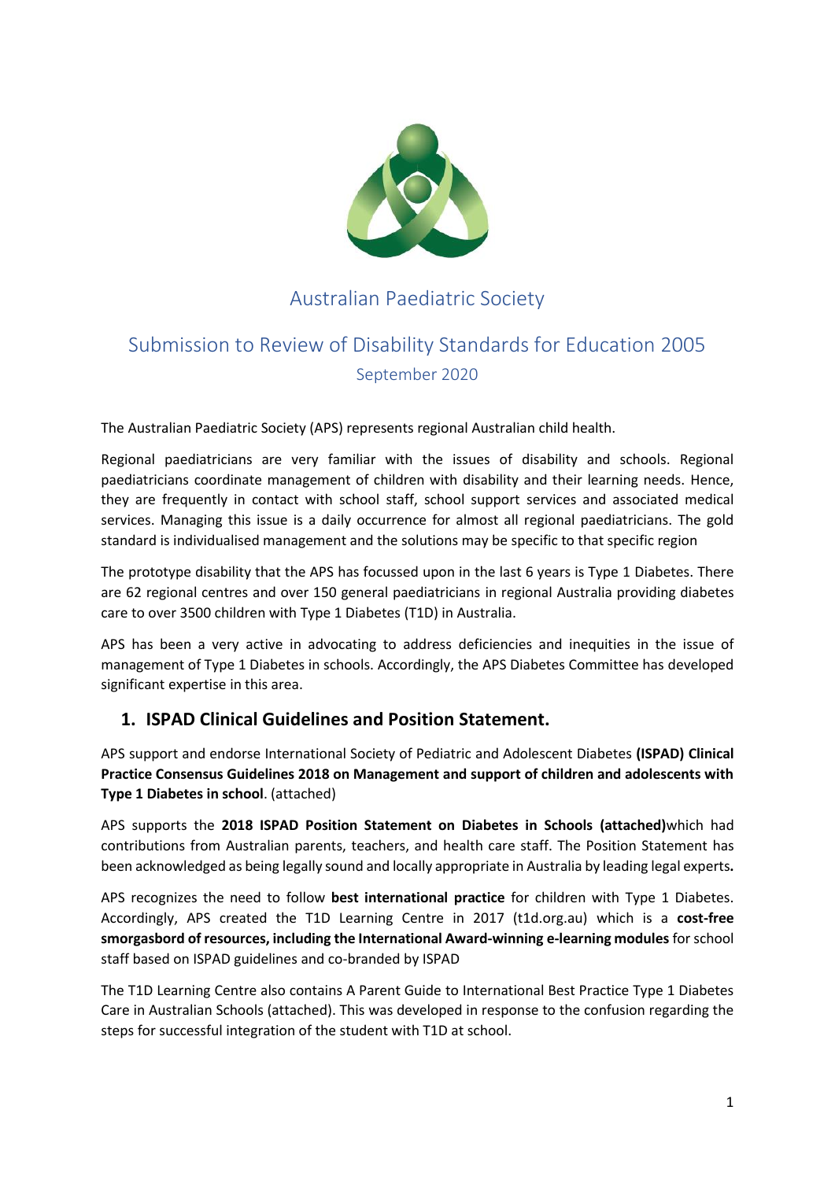# Australian Paediatric Society

## Submission to Review of Disability Standards for Education 2005

September 2020

The Australian Paediatric Society (APS) represents regional Australian child health.

Regional paediatricians are very familiar with the issues of disability and schools. Regional paediatricians coordinate management of children with disability and their learning needs. Hence, they are frequently in contact with school staff, school support services and associated medical services. Managing this issue is a daily occurrence for almost all regional paediatricians. The gold standard is individualised management and the solutions may be specific to that specific region

The prototype disability that the APS has focussed upon in the last 6 years is Type 1 Diabetes. There are 62 regional centres and over 150 general paediatricians in regional Australia providing diabetes care to over 3500 children with Type 1 Diabetes (T1D) in Australia.

APS has been a very active in advocating to address deficiencies and inequities in the issue of management of Type 1 Diabetes in schools. Accordingly, the APS Diabetes Committee has developed significant expertise in this area.

## 1. ISPAD Clinical Guidelines and Position Statement.

APS support and endorse International Society of Pediatric and Adolescent Diabetes **(ISPAD) Clinical Practice Consensus Guidelines 2018 on Management and support of children and adolescents with Type 1 Diabetes in school**. (attached)

APS supports the **2018 ISPAD Position Statement on Diabetes in Schools (attached)**which had contributions from Australian parents, teachers, and health care staff. The Position Statement has been acknowledged as being legally sound and locally appropriate in Australia by leading legal experts**.**

APS recognizes the need to follow **best international practice** for children with Type 1 Diabetes. Accordingly, APS created the T1D Learning Centre in 2017 (t1d.org.au) which is a **cost-free smorgasbord of resources, including the International Award-winning e-learning modules** for school staff based on ISPAD guidelines and co-branded by ISPAD

The T1D Learning Centre also contains A Parent Guide to International Best Practice Type 1 Diabetes Care in Australian Schools (attached). This was developed in response to the confusion regarding the steps for successful integration of the student with T1D at school.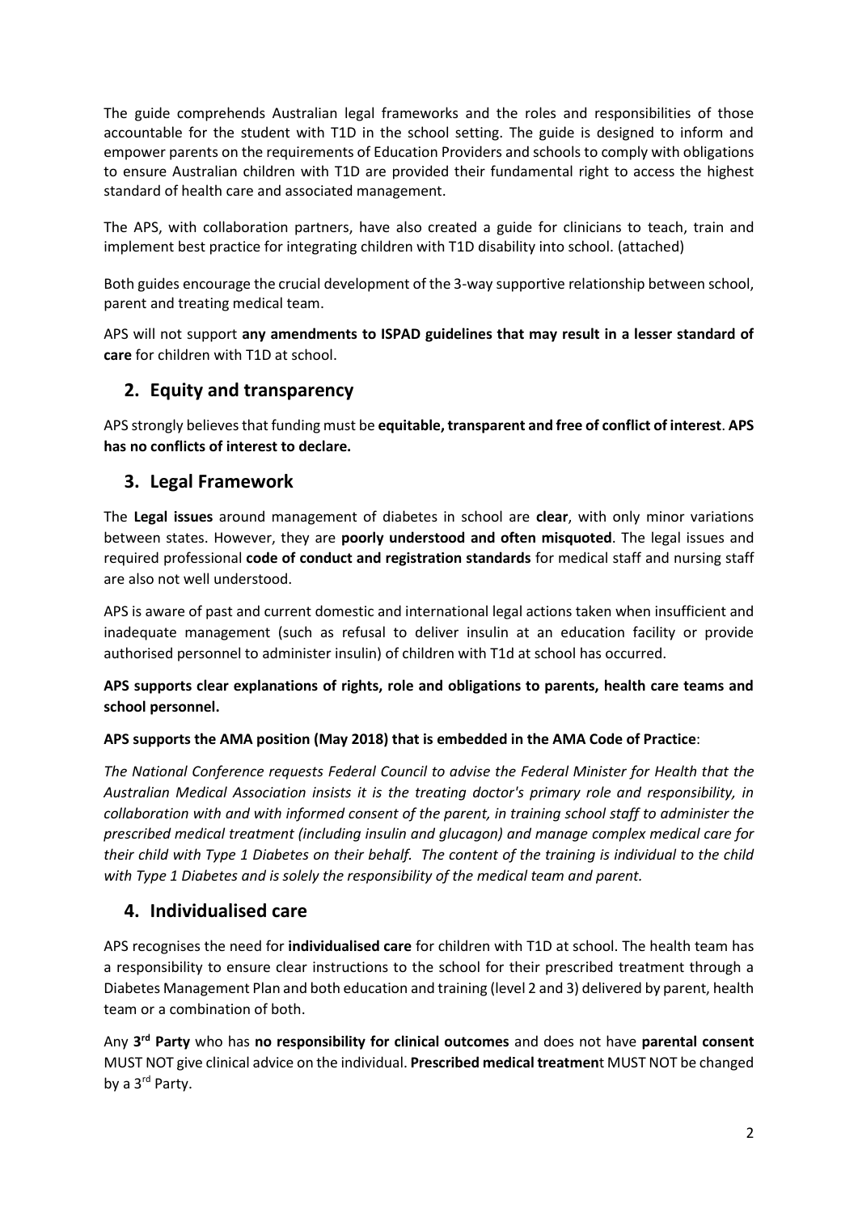The guide comprehends Australian legal frameworks and the roles and responsibilities of those accountable for the student with T1D in the school setting. The guide is designed to inform and empower parents on the requirements of Education Providers and schools to comply with obligations to ensure Australian children with T1D are provided their fundamental right to access the highest standard of health care and associated management.

The APS, with collaboration partners, have also created a guide for clinicians to teach, train and implement best practice for integrating children with T1D disability into school. (attached)

Both guides encourage the crucial development of the 3-way supportive relationship between school, parent and treating medical team.

APS will not support **any amendments to ISPAD guidelines that may result in a lesser standard of care** for children with T1D at school.

## 2. Equity and transparency

APS strongly believes that funding must be **equitable, transparent and free of conflict of interest**. **APS has no conflicts of interest to declare.**

## 3. Legal Framework

The **Legal issues** around management of diabetes in school are **clear**, with only minor variations between states. However, they are **poorly understood and often misquoted**. The legal issues and required professional **code of conduct and registration standards** for medical staff and nursing staff are also not well understood.

APS is aware of past and current domestic and international legal actions taken when insufficient and inadequate management (such as refusal to deliver insulin at an education facility or provide authorised personnel to administer insulin) of children with T1d at school has occurred.

**APS supports clear explanations of rights, role and obligations to parents, health care teams and school personnel.**

**APS supports the AMA position (May 2018) that is embedded in the AMA Code of Practice**:

*The National Conference requests Federal Council to advise the Federal Minister for Health that the Australian Medical Association insists it is the treating doctor's primary role and responsibility, in collaboration with and with informed consent of the parent, in training school staff to administer the prescribed medical treatment (including insulin and glucagon) and manage complex medical care for their child with Type 1 Diabetes on their behalf. The content of the training is individual to the child with Type 1 Diabetes and is solely the responsibility of the medical team and parent.*

## 4. Individualised care

APS recognises the need for **individualised care** for children with T1D at school. The health team has a responsibility to ensure clear instructions to the school for their prescribed treatment through a Diabetes Management Plan and both education and training (level 2 and 3) delivered by parent, health team or a combination of both.

Any **3rd Party** who has **no responsibility for clinical outcomes** and does not have **parental consent** MUST NOT give clinical advice on the individual. **Prescribed medical treatmen**t MUST NOT be changed by a 3rd Party.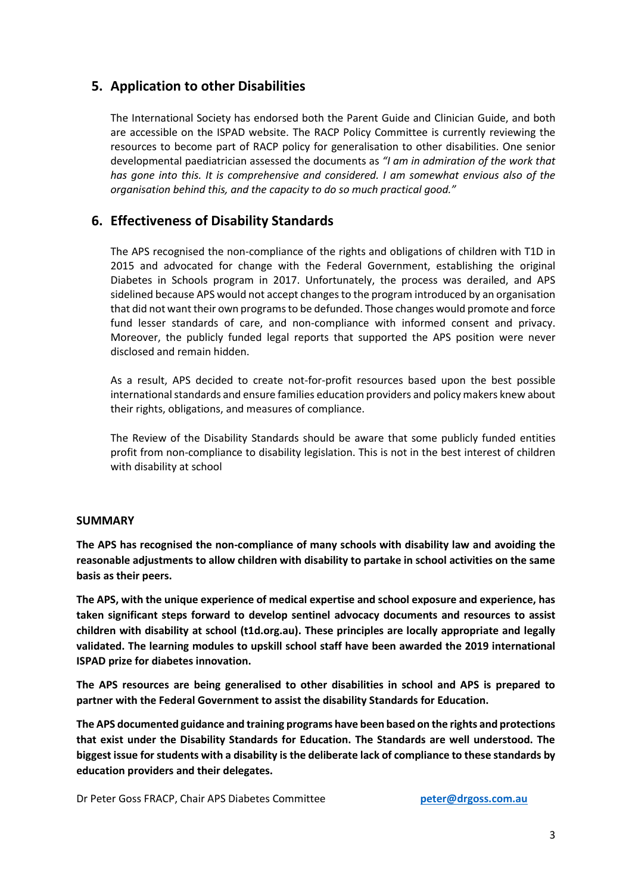## 5. Application to other Disabilities

The International Society has endorsed both the Parent Guide and Clinician Guide, and both are accessible on the ISPAD website. The RACP Policy Committee is currently reviewing the resources to become part of RACP policy for generalisation to other disabilities. One senior developmental paediatrician assessed the documents as *"I am in admiration of the work that has gone into this. It is comprehensive and considered. I am somewhat envious also of the organisation behind this, and the capacity to do so much practical good."*

## 6. Effectiveness of Disability Standards

The APS recognised the non-compliance of the rights and obligations of children with T1D in 2015 and advocated for change with the Federal Government, establishing the original Diabetes in Schools program in 2017. Unfortunately, the process was derailed, and APS sidelined because APS would not accept changes to the program introduced by an organisation that did not want their own programs to be defunded. Those changes would promote and force fund lesser standards of care, and non-compliance with informed consent and privacy. Moreover, the publicly funded legal reports that supported the APS position were never disclosed and remain hidden.

As a result, APS decided to create not-for-profit resources based upon the best possible international standards and ensure families education providers and policy makers knew about their rights, obligations, and measures of compliance.

The Review of the Disability Standards should be aware that some publicly funded entities profit from non-compliance to disability legislation. This is not in the best interest of children with disability at school

**SUMMARY**

**The APS has recognised the non-compliance of many schools with disability law and avoiding the reasonable adjustments to allow children with disability to partake in school activities on the same basis as their peers.**

**The APS, with the unique experience of medical expertise and school exposure and experience, has taken significant steps forward to develop sentinel advocacy documents and resources to assist children with disability at school (t1d.org.au). These principles are locally appropriate and legally validated. The learning modules to upskill school staff have been awarded the 2019 international ISPAD prize for diabetes innovation.**

**The APS resources are being generalised to other disabilities in school and APS is prepared to partner with the Federal Government to assist the disability Standards for Education.**

**The APS documented guidance and training programs have been based on the rights and protections that exist under the Disability Standards for Education. The Standards are well understood. The biggest issue for students with a disability is the deliberate lack of compliance to these standards by education providers and their delegates.**

Dr Peter Goss FRACP, Chair APS Diabetes Committee **peter@drgoss.com.au**